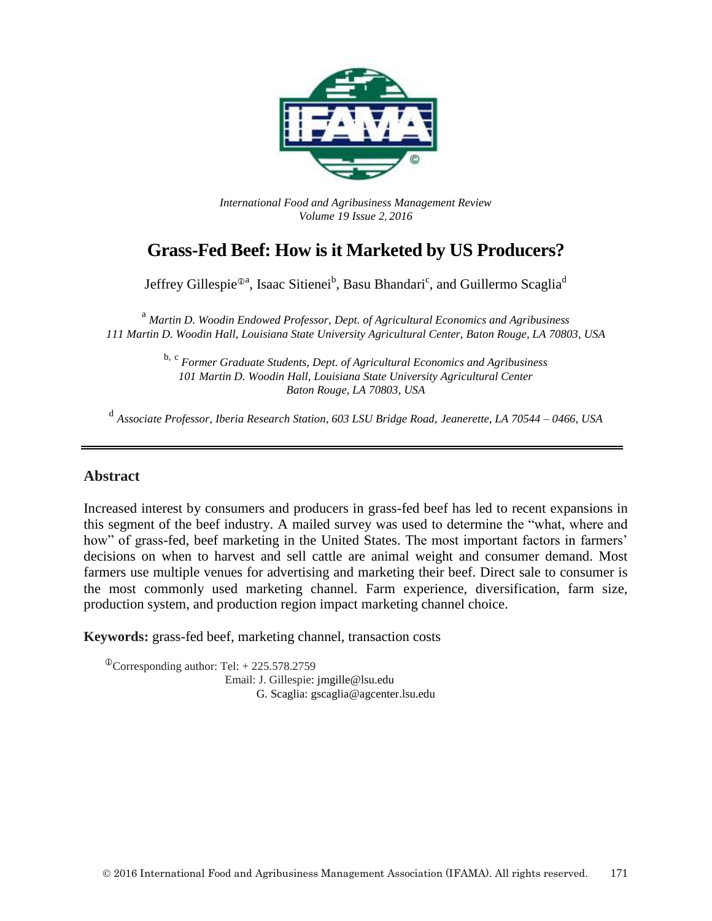*International Food and Agribusiness Management Review*
*Volume 19 Issue 2, 2016*

# Grass-Fed Beef: How is it Marketed by US Producers?

Jeffrey Gillespie[ⓘa], Isaac Sitienei[b], Basu Bhandari[c], and Guillermo Scaglia[d]

[a] *Martin D. Woodin Endowed Professor, Dept. of Agricultural Economics and Agribusiness 111 Martin D. Woodin Hall, Louisiana State University Agricultural Center, Baton Rouge, LA 70803, USA*

[b, c] *Former Graduate Students, Dept. of Agricultural Economics and Agribusiness 101 Martin D. Woodin Hall, Louisiana State University Agricultural Center Baton Rouge, LA 70803, USA*

[d] *Associate Professor, Iberia Research Station, 603 LSU Bridge Road, Jeanerette, LA 70544 – 0466, USA*

## Abstract

Increased interest by consumers and producers in grass-fed beef has led to recent expansions in this segment of the beef industry. A mailed survey was used to determine the "what, where and how" of grass-fed, beef marketing in the United States. The most important factors in farmers' decisions on when to harvest and sell cattle are animal weight and consumer demand. Most farmers use multiple venues for advertising and marketing their beef. Direct sale to consumer is the most commonly used marketing channel. Farm experience, diversification, farm size, production system, and production region impact marketing channel choice.

**Keywords:** grass-fed beef, marketing channel, transaction costs

[ⓘ]Corresponding author: Tel: + 225.578.2759
Email: J. Gillespie: jmgille@lsu.edu
G. Scaglia: gscaglia@agcenter.lsu.edu

© 2016 International Food and Agribusiness Management Association (IFAMA). All rights reserved.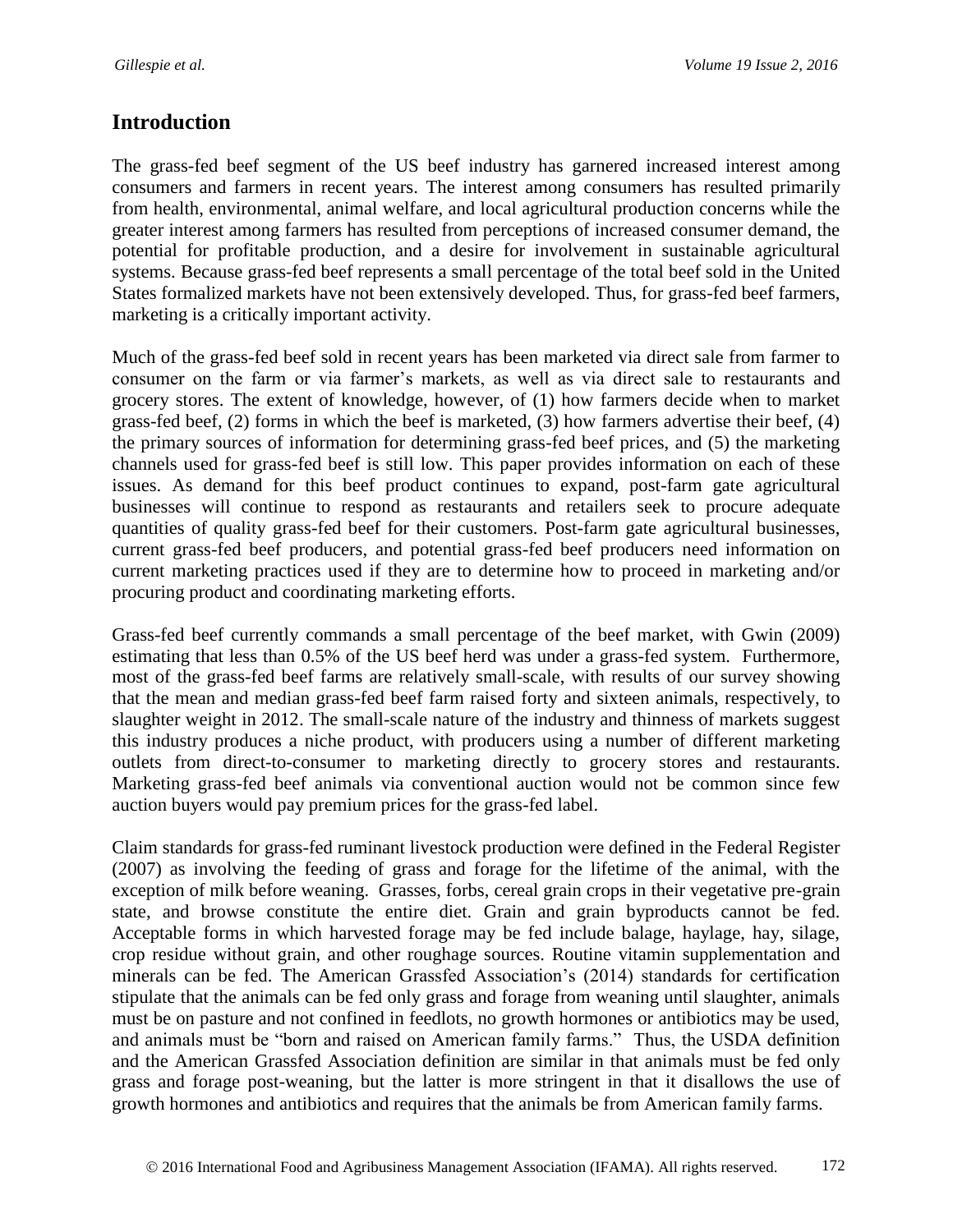## Introduction

The grass-fed beef segment of the US beef industry has garnered increased interest among consumers and farmers in recent years. The interest among consumers has resulted primarily from health, environmental, animal welfare, and local agricultural production concerns while the greater interest among farmers has resulted from perceptions of increased consumer demand, the potential for profitable production, and a desire for involvement in sustainable agricultural systems. Because grass-fed beef represents a small percentage of the total beef sold in the United States formalized markets have not been extensively developed. Thus, for grass-fed beef farmers, marketing is a critically important activity.

Much of the grass-fed beef sold in recent years has been marketed via direct sale from farmer to consumer on the farm or via farmer's markets, as well as via direct sale to restaurants and grocery stores. The extent of knowledge, however, of (1) how farmers decide when to market grass-fed beef, (2) forms in which the beef is marketed, (3) how farmers advertise their beef, (4) the primary sources of information for determining grass-fed beef prices, and (5) the marketing channels used for grass-fed beef is still low. This paper provides information on each of these issues. As demand for this beef product continues to expand, post-farm gate agricultural businesses will continue to respond as restaurants and retailers seek to procure adequate quantities of quality grass-fed beef for their customers. Post-farm gate agricultural businesses, current grass-fed beef producers, and potential grass-fed beef producers need information on current marketing practices used if they are to determine how to proceed in marketing and/or procuring product and coordinating marketing efforts.

Grass-fed beef currently commands a small percentage of the beef market, with Gwin (2009) estimating that less than 0.5% of the US beef herd was under a grass-fed system. Furthermore, most of the grass-fed beef farms are relatively small-scale, with results of our survey showing that the mean and median grass-fed beef farm raised forty and sixteen animals, respectively, to slaughter weight in 2012. The small-scale nature of the industry and thinness of markets suggest this industry produces a niche product, with producers using a number of different marketing outlets from direct-to-consumer to marketing directly to grocery stores and restaurants. Marketing grass-fed beef animals via conventional auction would not be common since few auction buyers would pay premium prices for the grass-fed label.

Claim standards for grass-fed ruminant livestock production were defined in the Federal Register (2007) as involving the feeding of grass and forage for the lifetime of the animal, with the exception of milk before weaning. Grasses, forbs, cereal grain crops in their vegetative pre-grain state, and browse constitute the entire diet. Grain and grain byproducts cannot be fed. Acceptable forms in which harvested forage may be fed include balage, haylage, hay, silage, crop residue without grain, and other roughage sources. Routine vitamin supplementation and minerals can be fed. The American Grassfed Association's (2014) standards for certification stipulate that the animals can be fed only grass and forage from weaning until slaughter, animals must be on pasture and not confined in feedlots, no growth hormones or antibiotics may be used, and animals must be "born and raised on American family farms." Thus, the USDA definition and the American Grassfed Association definition are similar in that animals must be fed only grass and forage post-weaning, but the latter is more stringent in that it disallows the use of growth hormones and antibiotics and requires that the animals be from American family farms.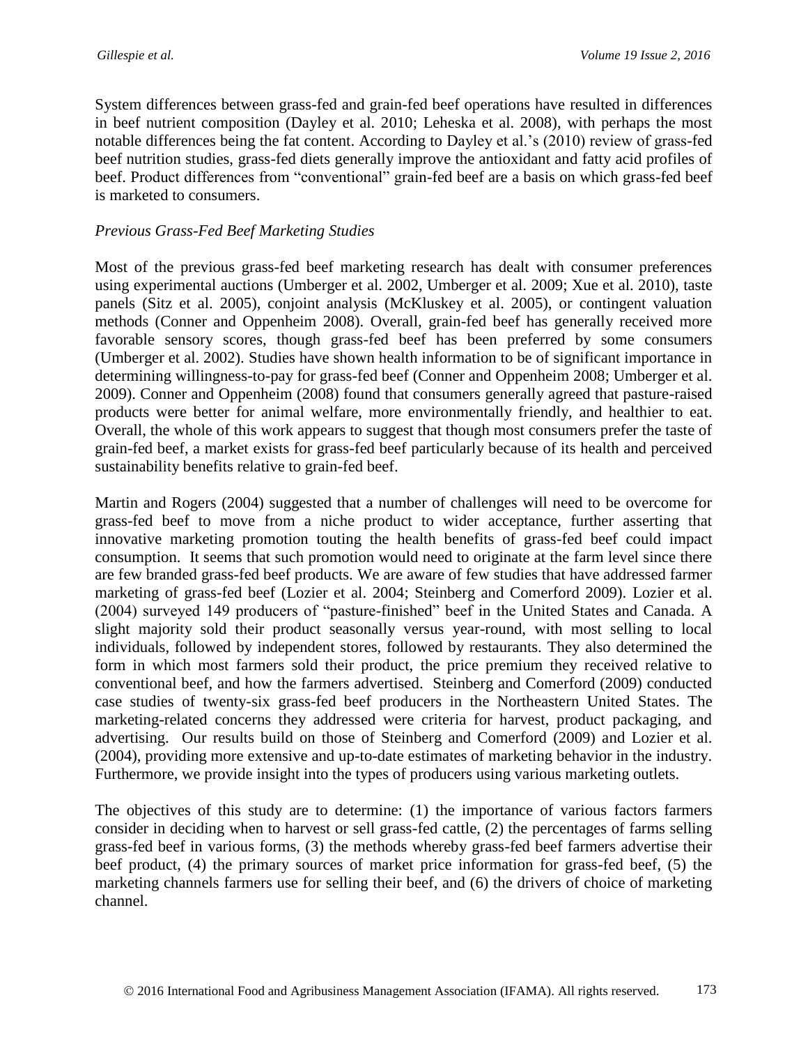System differences between grass-fed and grain-fed beef operations have resulted in differences in beef nutrient composition (Dayley et al. 2010; Leheska et al. 2008), with perhaps the most notable differences being the fat content. According to Dayley et al.'s (2010) review of grass-fed beef nutrition studies, grass-fed diets generally improve the antioxidant and fatty acid profiles of beef. Product differences from "conventional" grain-fed beef are a basis on which grass-fed beef is marketed to consumers.

*Previous Grass-Fed Beef Marketing Studies*

Most of the previous grass-fed beef marketing research has dealt with consumer preferences using experimental auctions (Umberger et al. 2002, Umberger et al. 2009; Xue et al. 2010), taste panels (Sitz et al. 2005), conjoint analysis (McKluskey et al. 2005), or contingent valuation methods (Conner and Oppenheim 2008). Overall, grain-fed beef has generally received more favorable sensory scores, though grass-fed beef has been preferred by some consumers (Umberger et al. 2002). Studies have shown health information to be of significant importance in determining willingness-to-pay for grass-fed beef (Conner and Oppenheim 2008; Umberger et al. 2009). Conner and Oppenheim (2008) found that consumers generally agreed that pasture-raised products were better for animal welfare, more environmentally friendly, and healthier to eat. Overall, the whole of this work appears to suggest that though most consumers prefer the taste of grain-fed beef, a market exists for grass-fed beef particularly because of its health and perceived sustainability benefits relative to grain-fed beef.

Martin and Rogers (2004) suggested that a number of challenges will need to be overcome for grass-fed beef to move from a niche product to wider acceptance, further asserting that innovative marketing promotion touting the health benefits of grass-fed beef could impact consumption. It seems that such promotion would need to originate at the farm level since there are few branded grass-fed beef products. We are aware of few studies that have addressed farmer marketing of grass-fed beef (Lozier et al. 2004; Steinberg and Comerford 2009). Lozier et al. (2004) surveyed 149 producers of "pasture-finished" beef in the United States and Canada. A slight majority sold their product seasonally versus year-round, with most selling to local individuals, followed by independent stores, followed by restaurants. They also determined the form in which most farmers sold their product, the price premium they received relative to conventional beef, and how the farmers advertised. Steinberg and Comerford (2009) conducted case studies of twenty-six grass-fed beef producers in the Northeastern United States. The marketing-related concerns they addressed were criteria for harvest, product packaging, and advertising. Our results build on those of Steinberg and Comerford (2009) and Lozier et al. (2004), providing more extensive and up-to-date estimates of marketing behavior in the industry. Furthermore, we provide insight into the types of producers using various marketing outlets.

The objectives of this study are to determine: (1) the importance of various factors farmers consider in deciding when to harvest or sell grass-fed cattle, (2) the percentages of farms selling grass-fed beef in various forms, (3) the methods whereby grass-fed beef farmers advertise their beef product, (4) the primary sources of market price information for grass-fed beef, (5) the marketing channels farmers use for selling their beef, and (6) the drivers of choice of marketing channel.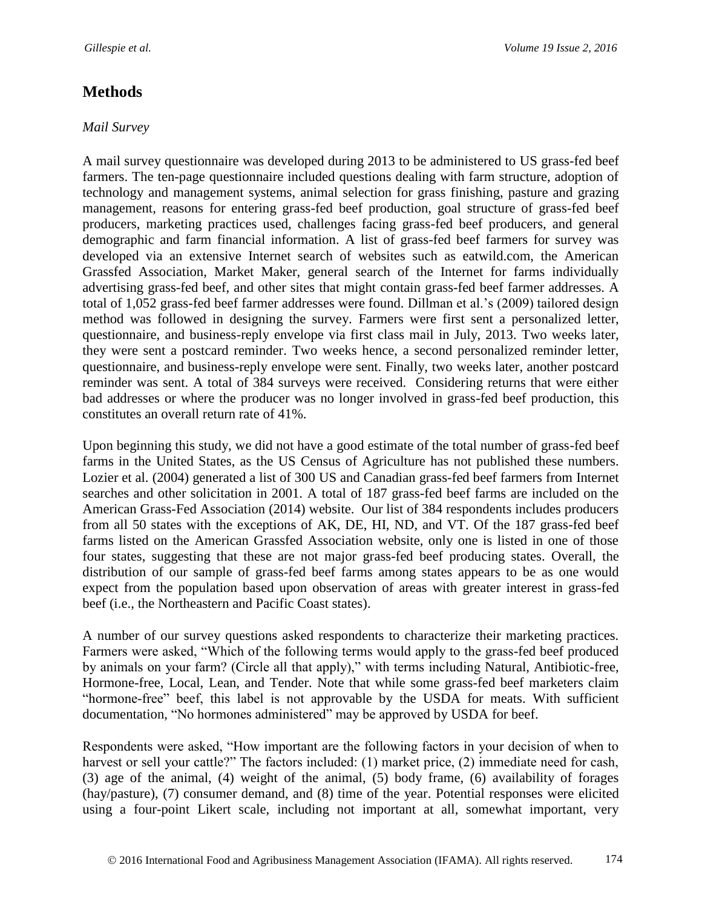## Methods

*Mail Survey*

A mail survey questionnaire was developed during 2013 to be administered to US grass-fed beef farmers. The ten-page questionnaire included questions dealing with farm structure, adoption of technology and management systems, animal selection for grass finishing, pasture and grazing management, reasons for entering grass-fed beef production, goal structure of grass-fed beef producers, marketing practices used, challenges facing grass-fed beef producers, and general demographic and farm financial information. A list of grass-fed beef farmers for survey was developed via an extensive Internet search of websites such as eatwild.com, the American Grassfed Association, Market Maker, general search of the Internet for farms individually advertising grass-fed beef, and other sites that might contain grass-fed beef farmer addresses. A total of 1,052 grass-fed beef farmer addresses were found. Dillman et al.'s (2009) tailored design method was followed in designing the survey. Farmers were first sent a personalized letter, questionnaire, and business-reply envelope via first class mail in July, 2013. Two weeks later, they were sent a postcard reminder. Two weeks hence, a second personalized reminder letter, questionnaire, and business-reply envelope were sent. Finally, two weeks later, another postcard reminder was sent. A total of 384 surveys were received. Considering returns that were either bad addresses or where the producer was no longer involved in grass-fed beef production, this constitutes an overall return rate of 41%.

Upon beginning this study, we did not have a good estimate of the total number of grass-fed beef farms in the United States, as the US Census of Agriculture has not published these numbers. Lozier et al. (2004) generated a list of 300 US and Canadian grass-fed beef farmers from Internet searches and other solicitation in 2001. A total of 187 grass-fed beef farms are included on the American Grass-Fed Association (2014) website. Our list of 384 respondents includes producers from all 50 states with the exceptions of AK, DE, HI, ND, and VT. Of the 187 grass-fed beef farms listed on the American Grassfed Association website, only one is listed in one of those four states, suggesting that these are not major grass-fed beef producing states. Overall, the distribution of our sample of grass-fed beef farms among states appears to be as one would expect from the population based upon observation of areas with greater interest in grass-fed beef (i.e., the Northeastern and Pacific Coast states).

A number of our survey questions asked respondents to characterize their marketing practices. Farmers were asked, "Which of the following terms would apply to the grass-fed beef produced by animals on your farm? (Circle all that apply)," with terms including Natural, Antibiotic-free, Hormone-free, Local, Lean, and Tender. Note that while some grass-fed beef marketers claim "hormone-free" beef, this label is not approvable by the USDA for meats. With sufficient documentation, "No hormones administered" may be approved by USDA for beef.

Respondents were asked, "How important are the following factors in your decision of when to harvest or sell your cattle?" The factors included: (1) market price, (2) immediate need for cash, (3) age of the animal, (4) weight of the animal, (5) body frame, (6) availability of forages (hay/pasture), (7) consumer demand, and (8) time of the year. Potential responses were elicited using a four-point Likert scale, including not important at all, somewhat important, very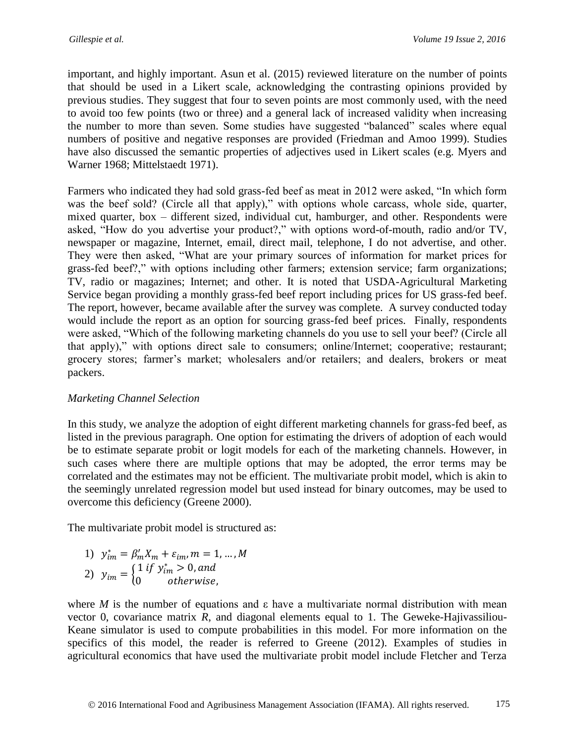important, and highly important. Asun et al. (2015) reviewed literature on the number of points that should be used in a Likert scale, acknowledging the contrasting opinions provided by previous studies. They suggest that four to seven points are most commonly used, with the need to avoid too few points (two or three) and a general lack of increased validity when increasing the number to more than seven. Some studies have suggested "balanced" scales where equal numbers of positive and negative responses are provided (Friedman and Amoo 1999). Studies have also discussed the semantic properties of adjectives used in Likert scales (e.g. Myers and Warner 1968; Mittelstaedt 1971).

Farmers who indicated they had sold grass-fed beef as meat in 2012 were asked, "In which form was the beef sold? (Circle all that apply)," with options whole carcass, whole side, quarter, mixed quarter, box – different sized, individual cut, hamburger, and other. Respondents were asked, "How do you advertise your product?," with options word-of-mouth, radio and/or TV, newspaper or magazine, Internet, email, direct mail, telephone, I do not advertise, and other. They were then asked, "What are your primary sources of information for market prices for grass-fed beef?," with options including other farmers; extension service; farm organizations; TV, radio or magazines; Internet; and other. It is noted that USDA-Agricultural Marketing Service began providing a monthly grass-fed beef report including prices for US grass-fed beef. The report, however, became available after the survey was complete. A survey conducted today would include the report as an option for sourcing grass-fed beef prices. Finally, respondents were asked, "Which of the following marketing channels do you use to sell your beef? (Circle all that apply)," with options direct sale to consumers; online/Internet; cooperative; restaurant; grocery stores; farmer's market; wholesalers and/or retailers; and dealers, brokers or meat packers.

*Marketing Channel Selection*

In this study, we analyze the adoption of eight different marketing channels for grass-fed beef, as listed in the previous paragraph. One option for estimating the drivers of adoption of each would be to estimate separate probit or logit models for each of the marketing channels. However, in such cases where there are multiple options that may be adopted, the error terms may be correlated and the estimates may not be efficient. The multivariate probit model, which is akin to the seemingly unrelated regression model but used instead for binary outcomes, may be used to overcome this deficiency (Greene 2000).

The multivariate probit model is structured as:

1) $y_{im}^{*} = \beta_m' X_m + \varepsilon_{im}, m = 1, \ldots, M$

2) $y_{im} = \begin{cases} 1 \; if \; y_{im}^{*} > 0, and \\ 0 \qquad otherwise, \end{cases}$

where $M$ is the number of equations and $\varepsilon$ have a multivariate normal distribution with mean vector 0, covariance matrix $R$, and diagonal elements equal to 1. The Geweke-Hajivassiliou-Keane simulator is used to compute probabilities in this model. For more information on the specifics of this model, the reader is referred to Greene (2012). Examples of studies in agricultural economics that have used the multivariate probit model include Fletcher and Terza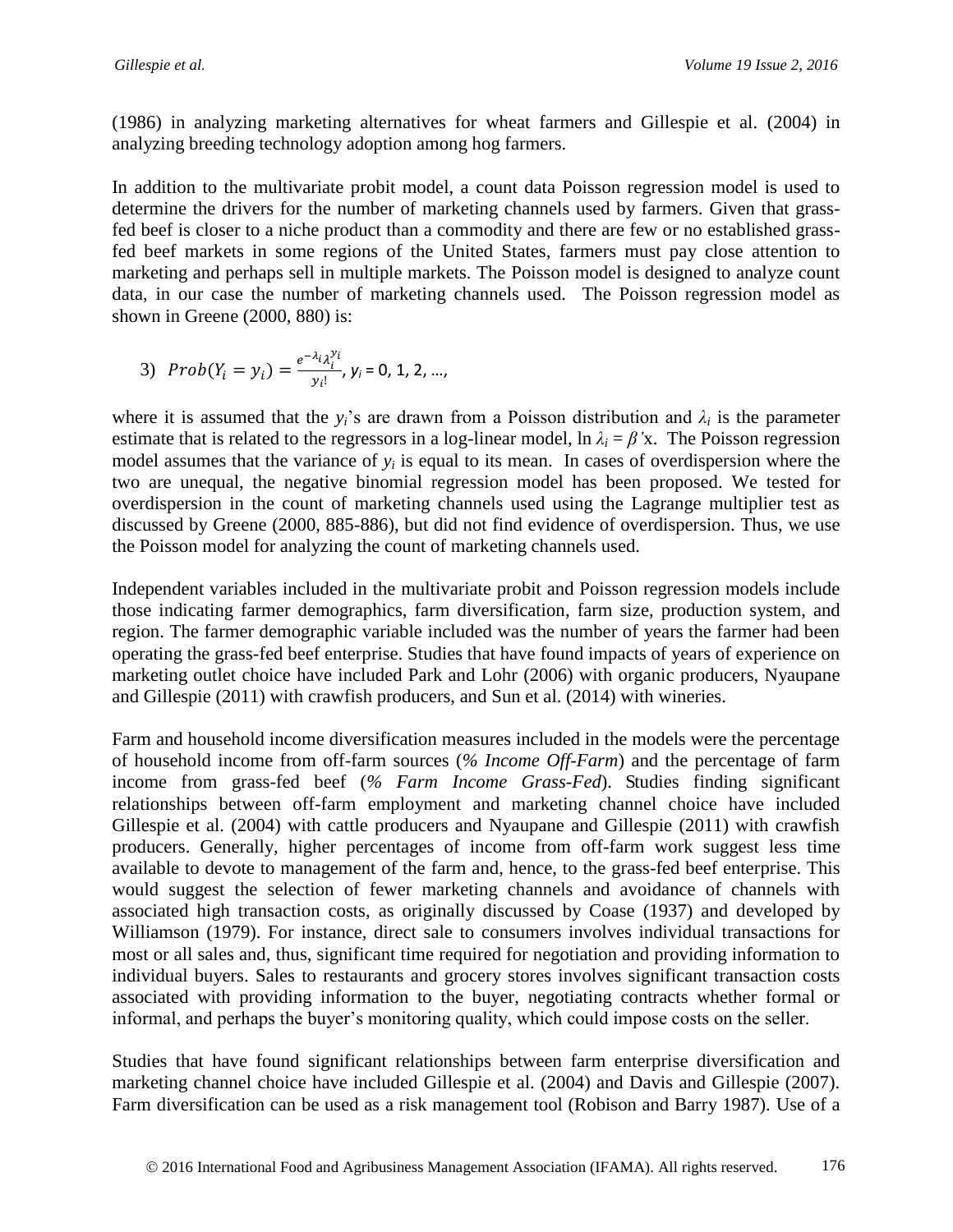(1986) in analyzing marketing alternatives for wheat farmers and Gillespie et al. (2004) in analyzing breeding technology adoption among hog farmers.

In addition to the multivariate probit model, a count data Poisson regression model is used to determine the drivers for the number of marketing channels used by farmers. Given that grass-fed beef is closer to a niche product than a commodity and there are few or no established grass-fed beef markets in some regions of the United States, farmers must pay close attention to marketing and perhaps sell in multiple markets. The Poisson model is designed to analyze count data, in our case the number of marketing channels used. The Poisson regression model as shown in Greene (2000, 880) is:

$$3) \quad Prob(Y_i = y_i) = \frac{e^{-\lambda_i} \lambda_i^{y_i}}{y_i!}, \; y_i = 0, 1, 2, \ldots,$$

where it is assumed that the $y_i$'s are drawn from a Poisson distribution and $\lambda_i$ is the parameter estimate that is related to the regressors in a log-linear model, $\ln \lambda_i = \beta'x$. The Poisson regression model assumes that the variance of $y_i$ is equal to its mean. In cases of overdispersion where the two are unequal, the negative binomial regression model has been proposed. We tested for overdispersion in the count of marketing channels used using the Lagrange multiplier test as discussed by Greene (2000, 885-886), but did not find evidence of overdispersion. Thus, we use the Poisson model for analyzing the count of marketing channels used.

Independent variables included in the multivariate probit and Poisson regression models include those indicating farmer demographics, farm diversification, farm size, production system, and region. The farmer demographic variable included was the number of years the farmer had been operating the grass-fed beef enterprise. Studies that have found impacts of years of experience on marketing outlet choice have included Park and Lohr (2006) with organic producers, Nyaupane and Gillespie (2011) with crawfish producers, and Sun et al. (2014) with wineries.

Farm and household income diversification measures included in the models were the percentage of household income from off-farm sources (*% Income Off-Farm*) and the percentage of farm income from grass-fed beef (*% Farm Income Grass-Fed*). Studies finding significant relationships between off-farm employment and marketing channel choice have included Gillespie et al. (2004) with cattle producers and Nyaupane and Gillespie (2011) with crawfish producers. Generally, higher percentages of income from off-farm work suggest less time available to devote to management of the farm and, hence, to the grass-fed beef enterprise. This would suggest the selection of fewer marketing channels and avoidance of channels with associated high transaction costs, as originally discussed by Coase (1937) and developed by Williamson (1979). For instance, direct sale to consumers involves individual transactions for most or all sales and, thus, significant time required for negotiation and providing information to individual buyers. Sales to restaurants and grocery stores involves significant transaction costs associated with providing information to the buyer, negotiating contracts whether formal or informal, and perhaps the buyer's monitoring quality, which could impose costs on the seller.

Studies that have found significant relationships between farm enterprise diversification and marketing channel choice have included Gillespie et al. (2004) and Davis and Gillespie (2007). Farm diversification can be used as a risk management tool (Robison and Barry 1987). Use of a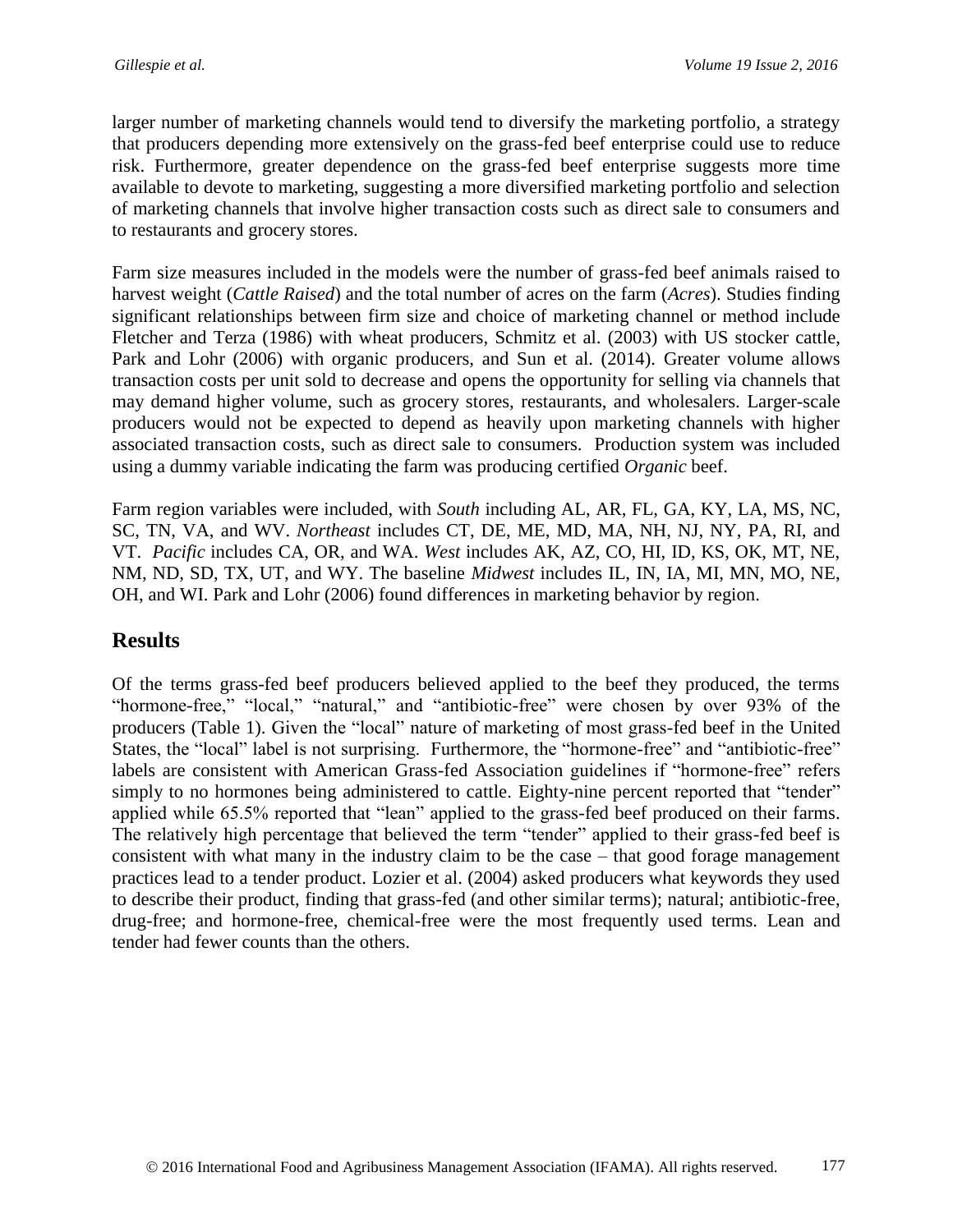larger number of marketing channels would tend to diversify the marketing portfolio, a strategy that producers depending more extensively on the grass-fed beef enterprise could use to reduce risk. Furthermore, greater dependence on the grass-fed beef enterprise suggests more time available to devote to marketing, suggesting a more diversified marketing portfolio and selection of marketing channels that involve higher transaction costs such as direct sale to consumers and to restaurants and grocery stores.

Farm size measures included in the models were the number of grass-fed beef animals raised to harvest weight (*Cattle Raised*) and the total number of acres on the farm (*Acres*). Studies finding significant relationships between firm size and choice of marketing channel or method include Fletcher and Terza (1986) with wheat producers, Schmitz et al. (2003) with US stocker cattle, Park and Lohr (2006) with organic producers, and Sun et al. (2014). Greater volume allows transaction costs per unit sold to decrease and opens the opportunity for selling via channels that may demand higher volume, such as grocery stores, restaurants, and wholesalers. Larger-scale producers would not be expected to depend as heavily upon marketing channels with higher associated transaction costs, such as direct sale to consumers. Production system was included using a dummy variable indicating the farm was producing certified *Organic* beef.

Farm region variables were included, with *South* including AL, AR, FL, GA, KY, LA, MS, NC, SC, TN, VA, and WV. *Northeast* includes CT, DE, ME, MD, MA, NH, NJ, NY, PA, RI, and VT. *Pacific* includes CA, OR, and WA. *West* includes AK, AZ, CO, HI, ID, KS, OK, MT, NE, NM, ND, SD, TX, UT, and WY. The baseline *Midwest* includes IL, IN, IA, MI, MN, MO, NE, OH, and WI. Park and Lohr (2006) found differences in marketing behavior by region.

## Results

Of the terms grass-fed beef producers believed applied to the beef they produced, the terms "hormone-free," "local," "natural," and "antibiotic-free" were chosen by over 93% of the producers (Table 1). Given the "local" nature of marketing of most grass-fed beef in the United States, the "local" label is not surprising. Furthermore, the "hormone-free" and "antibiotic-free" labels are consistent with American Grass-fed Association guidelines if "hormone-free" refers simply to no hormones being administered to cattle. Eighty-nine percent reported that "tender" applied while 65.5% reported that "lean" applied to the grass-fed beef produced on their farms. The relatively high percentage that believed the term "tender" applied to their grass-fed beef is consistent with what many in the industry claim to be the case – that good forage management practices lead to a tender product. Lozier et al. (2004) asked producers what keywords they used to describe their product, finding that grass-fed (and other similar terms); natural; antibiotic-free, drug-free; and hormone-free, chemical-free were the most frequently used terms. Lean and tender had fewer counts than the others.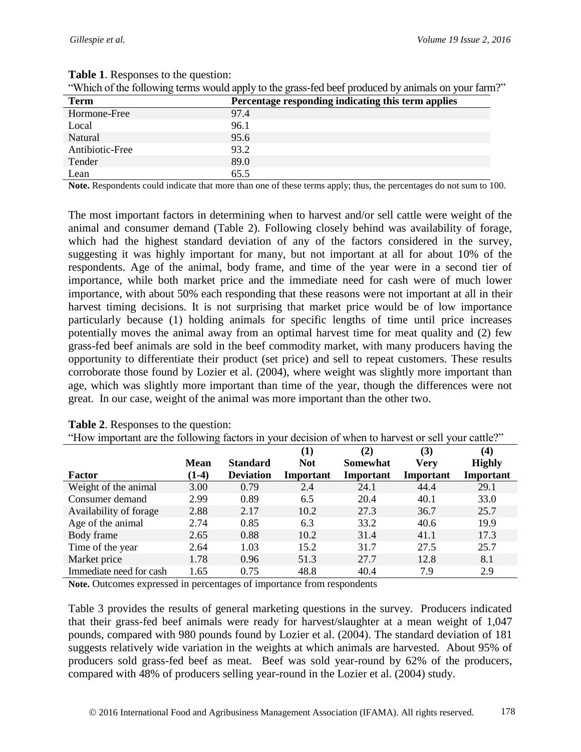**Table 1**. Responses to the question:
"Which of the following terms would apply to the grass-fed beef produced by animals on your farm?"

| Term | Percentage responding indicating this term applies |
|---|---|
| Hormone-Free | 97.4 |
| Local | 96.1 |
| Natural | 95.6 |
| Antibiotic-Free | 93.2 |
| Tender | 89.0 |
| Lean | 65.5 |

**Note.** Respondents could indicate that more than one of these terms apply; thus, the percentages do not sum to 100.

The most important factors in determining when to harvest and/or sell cattle were weight of the animal and consumer demand (Table 2). Following closely behind was availability of forage, which had the highest standard deviation of any of the factors considered in the survey, suggesting it was highly important for many, but not important at all for about 10% of the respondents. Age of the animal, body frame, and time of the year were in a second tier of importance, while both market price and the immediate need for cash were of much lower importance, with about 50% each responding that these reasons were not important at all in their harvest timing decisions. It is not surprising that market price would be of low importance particularly because (1) holding animals for specific lengths of time until price increases potentially moves the animal away from an optimal harvest time for meat quality and (2) few grass-fed beef animals are sold in the beef commodity market, with many producers having the opportunity to differentiate their product (set price) and sell to repeat customers. These results corroborate those found by Lozier et al. (2004), where weight was slightly more important than age, which was slightly more important than time of the year, though the differences were not great. In our case, weight of the animal was more important than the other two.

**Table 2**. Responses to the question:
"How important are the following factors in your decision of when to harvest or sell your cattle?"

| Factor | Mean (1-4) | Standard Deviation | (1) Not Important | (2) Somewhat Important | (3) Very Important | (4) Highly Important |
|---|---|---|---|---|---|---|
| Weight of the animal | 3.00 | 0.79 | 2.4 | 24.1 | 44.4 | 29.1 |
| Consumer demand | 2.99 | 0.89 | 6.5 | 20.4 | 40.1 | 33.0 |
| Availability of forage | 2.88 | 2.17 | 10.2 | 27.3 | 36.7 | 25.7 |
| Age of the animal | 2.74 | 0.85 | 6.3 | 33.2 | 40.6 | 19.9 |
| Body frame | 2.65 | 0.88 | 10.2 | 31.4 | 41.1 | 17.3 |
| Time of the year | 2.64 | 1.03 | 15.2 | 31.7 | 27.5 | 25.7 |
| Market price | 1.78 | 0.96 | 51.3 | 27.7 | 12.8 | 8.1 |
| Immediate need for cash | 1.65 | 0.75 | 48.8 | 40.4 | 7.9 | 2.9 |

**Note.** Outcomes expressed in percentages of importance from respondents

Table 3 provides the results of general marketing questions in the survey. Producers indicated that their grass-fed beef animals were ready for harvest/slaughter at a mean weight of 1,047 pounds, compared with 980 pounds found by Lozier et al. (2004). The standard deviation of 181 suggests relatively wide variation in the weights at which animals are harvested. About 95% of producers sold grass-fed beef as meat. Beef was sold year-round by 62% of the producers, compared with 48% of producers selling year-round in the Lozier et al. (2004) study.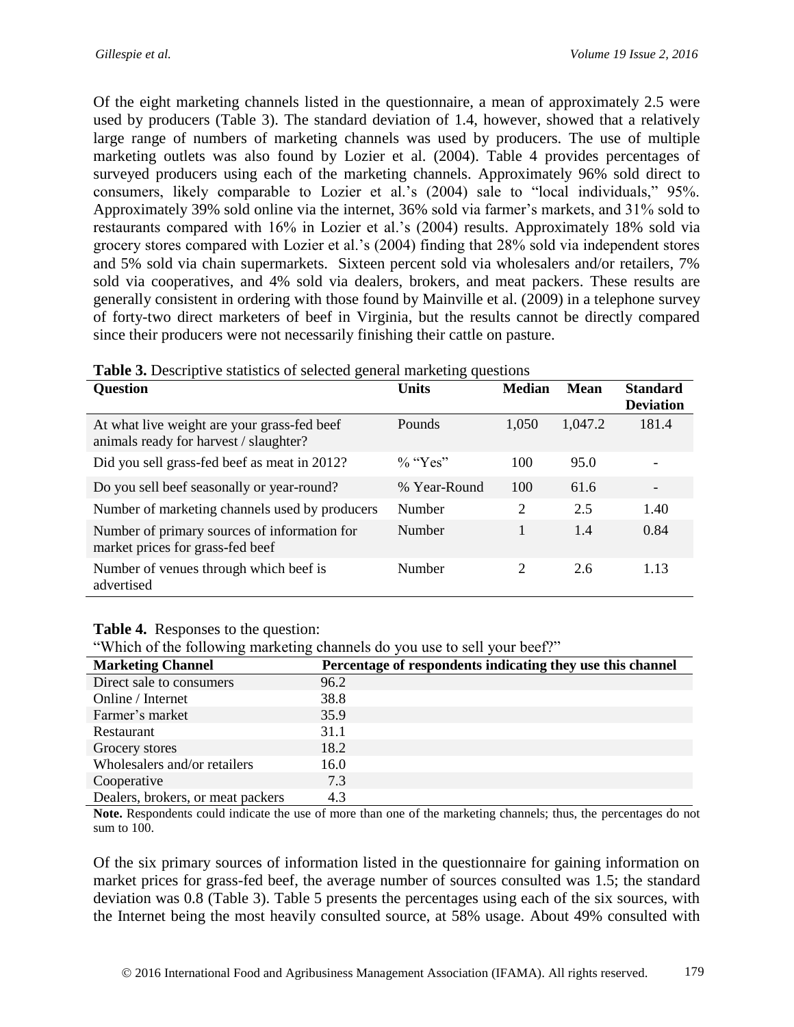Of the eight marketing channels listed in the questionnaire, a mean of approximately 2.5 were used by producers (Table 3). The standard deviation of 1.4, however, showed that a relatively large range of numbers of marketing channels was used by producers. The use of multiple marketing outlets was also found by Lozier et al. (2004). Table 4 provides percentages of surveyed producers using each of the marketing channels. Approximately 96% sold direct to consumers, likely comparable to Lozier et al.'s (2004) sale to "local individuals," 95%. Approximately 39% sold online via the internet, 36% sold via farmer's markets, and 31% sold to restaurants compared with 16% in Lozier et al.'s (2004) results. Approximately 18% sold via grocery stores compared with Lozier et al.'s (2004) finding that 28% sold via independent stores and 5% sold via chain supermarkets. Sixteen percent sold via wholesalers and/or retailers, 7% sold via cooperatives, and 4% sold via dealers, brokers, and meat packers. These results are generally consistent in ordering with those found by Mainville et al. (2009) in a telephone survey of forty-two direct marketers of beef in Virginia, but the results cannot be directly compared since their producers were not necessarily finishing their cattle on pasture.

**Table 3.** Descriptive statistics of selected general marketing questions

| Question | Units | Median | Mean | Standard Deviation |
|---|---|---|---|---|
| At what live weight are your grass-fed beef animals ready for harvest / slaughter? | Pounds | 1,050 | 1,047.2 | 181.4 |
| Did you sell grass-fed beef as meat in 2012? | % "Yes" | 100 | 95.0 | - |
| Do you sell beef seasonally or year-round? | % Year-Round | 100 | 61.6 | - |
| Number of marketing channels used by producers | Number | 2 | 2.5 | 1.40 |
| Number of primary sources of information for market prices for grass-fed beef | Number | 1 | 1.4 | 0.84 |
| Number of venues through which beef is advertised | Number | 2 | 2.6 | 1.13 |

**Table 4.** Responses to the question:
"Which of the following marketing channels do you use to sell your beef?"

| Marketing Channel | Percentage of respondents indicating they use this channel |
|---|---|
| Direct sale to consumers | 96.2 |
| Online / Internet | 38.8 |
| Farmer's market | 35.9 |
| Restaurant | 31.1 |
| Grocery stores | 18.2 |
| Wholesalers and/or retailers | 16.0 |
| Cooperative | 7.3 |
| Dealers, brokers, or meat packers | 4.3 |

**Note.** Respondents could indicate the use of more than one of the marketing channels; thus, the percentages do not sum to 100.

Of the six primary sources of information listed in the questionnaire for gaining information on market prices for grass-fed beef, the average number of sources consulted was 1.5; the standard deviation was 0.8 (Table 3). Table 5 presents the percentages using each of the six sources, with the Internet being the most heavily consulted source, at 58% usage. About 49% consulted with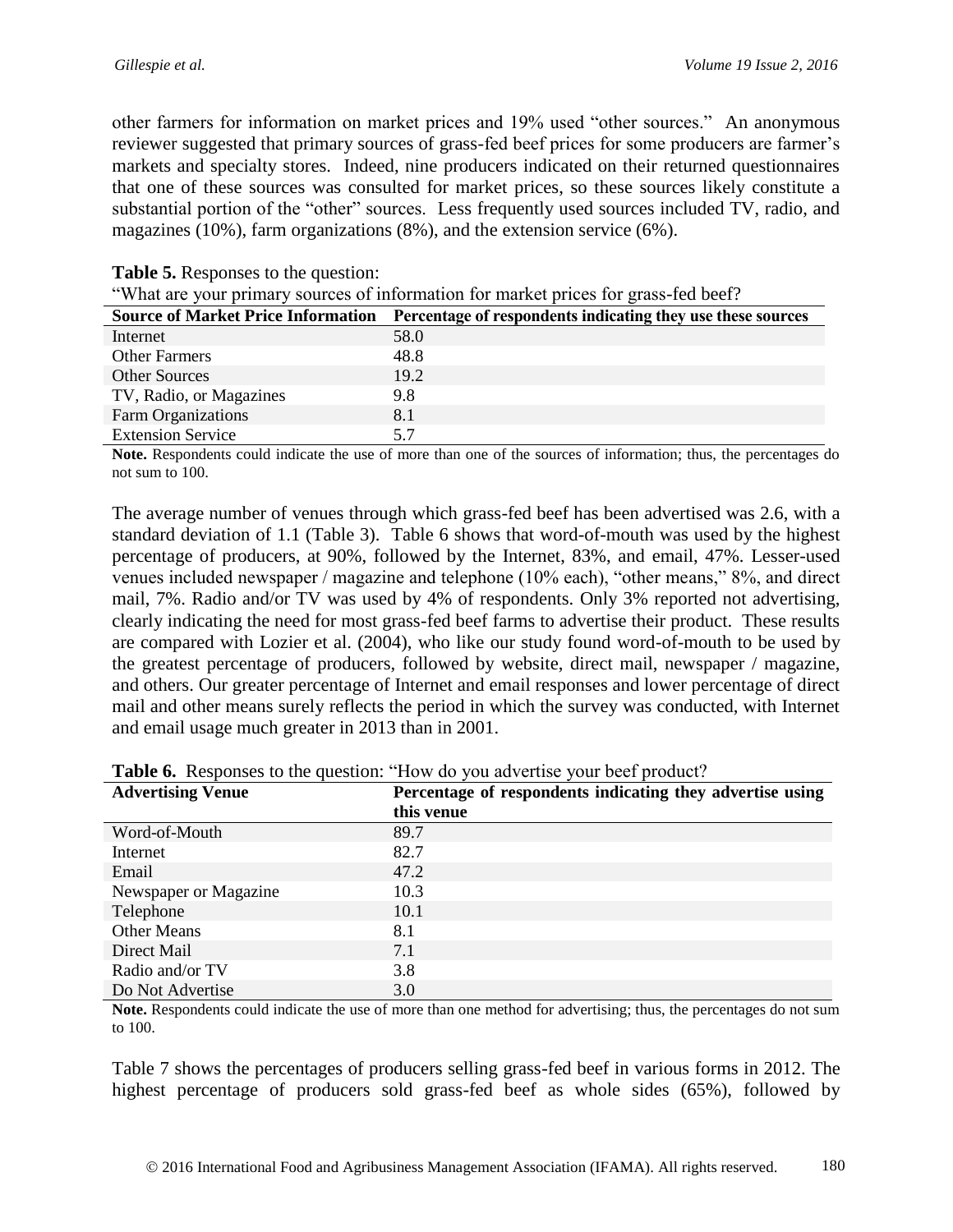other farmers for information on market prices and 19% used "other sources." An anonymous reviewer suggested that primary sources of grass-fed beef prices for some producers are farmer's markets and specialty stores. Indeed, nine producers indicated on their returned questionnaires that one of these sources was consulted for market prices, so these sources likely constitute a substantial portion of the "other" sources. Less frequently used sources included TV, radio, and magazines (10%), farm organizations (8%), and the extension service (6%).

**Table 5.** Responses to the question:
"What are your primary sources of information for market prices for grass-fed beef?

| Source of Market Price Information | Percentage of respondents indicating they use these sources |
|---|---|
| Internet | 58.0 |
| Other Farmers | 48.8 |
| Other Sources | 19.2 |
| TV, Radio, or Magazines | 9.8 |
| Farm Organizations | 8.1 |
| Extension Service | 5.7 |

**Note.** Respondents could indicate the use of more than one of the sources of information; thus, the percentages do not sum to 100.

The average number of venues through which grass-fed beef has been advertised was 2.6, with a standard deviation of 1.1 (Table 3). Table 6 shows that word-of-mouth was used by the highest percentage of producers, at 90%, followed by the Internet, 83%, and email, 47%. Lesser-used venues included newspaper / magazine and telephone (10% each), "other means," 8%, and direct mail, 7%. Radio and/or TV was used by 4% of respondents. Only 3% reported not advertising, clearly indicating the need for most grass-fed beef farms to advertise their product. These results are compared with Lozier et al. (2004), who like our study found word-of-mouth to be used by the greatest percentage of producers, followed by website, direct mail, newspaper / magazine, and others. Our greater percentage of Internet and email responses and lower percentage of direct mail and other means surely reflects the period in which the survey was conducted, with Internet and email usage much greater in 2013 than in 2001.

**Table 6.** Responses to the question: "How do you advertise your beef product?

| Advertising Venue | Percentage of respondents indicating they advertise using this venue |
|---|---|
| Word-of-Mouth | 89.7 |
| Internet | 82.7 |
| Email | 47.2 |
| Newspaper or Magazine | 10.3 |
| Telephone | 10.1 |
| Other Means | 8.1 |
| Direct Mail | 7.1 |
| Radio and/or TV | 3.8 |
| Do Not Advertise | 3.0 |

**Note.** Respondents could indicate the use of more than one method for advertising; thus, the percentages do not sum to 100.

Table 7 shows the percentages of producers selling grass-fed beef in various forms in 2012. The highest percentage of producers sold grass-fed beef as whole sides (65%), followed by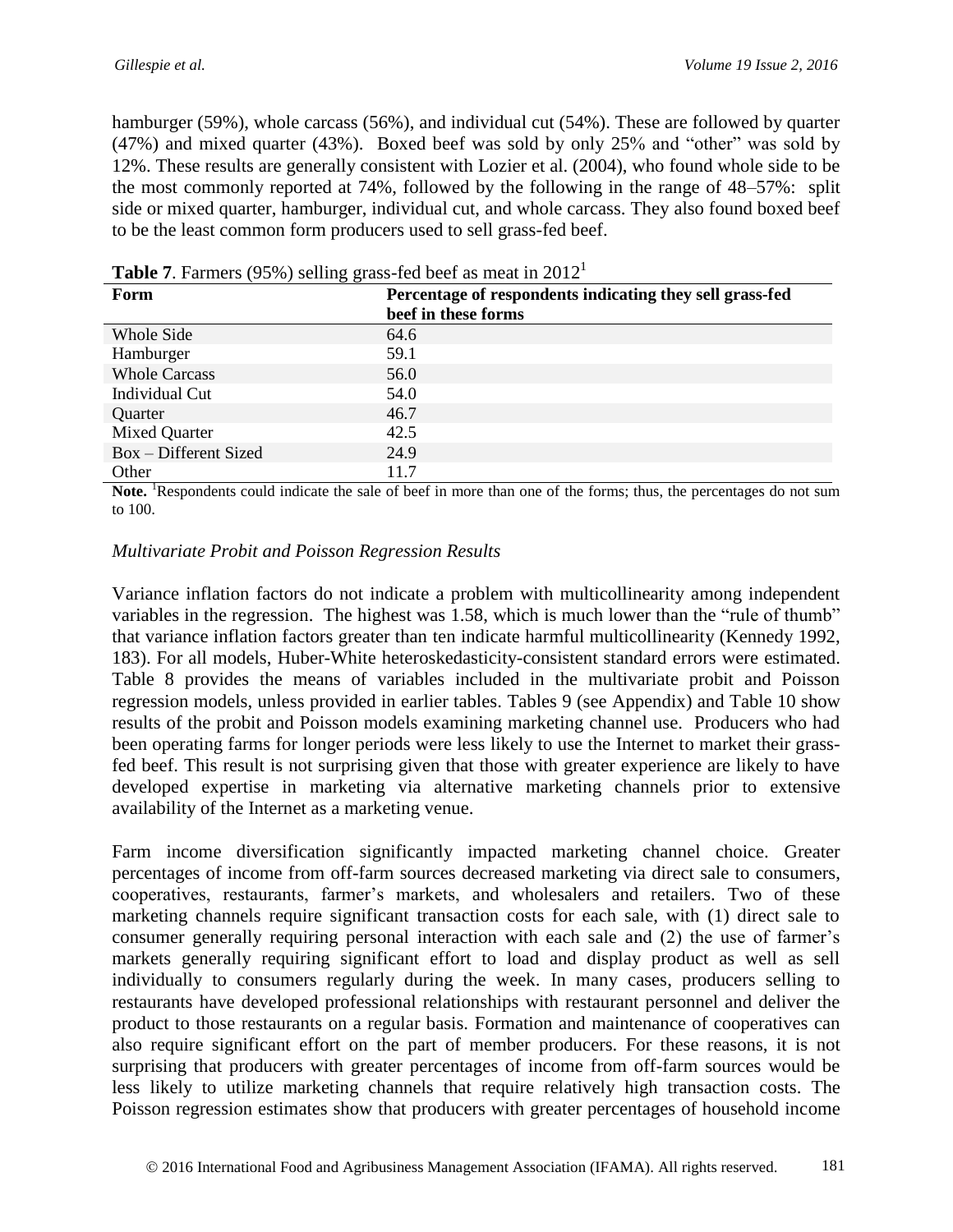hamburger (59%), whole carcass (56%), and individual cut (54%). These are followed by quarter (47%) and mixed quarter (43%). Boxed beef was sold by only 25% and "other" was sold by 12%. These results are generally consistent with Lozier et al. (2004), who found whole side to be the most commonly reported at 74%, followed by the following in the range of 48–57%: split side or mixed quarter, hamburger, individual cut, and whole carcass. They also found boxed beef to be the least common form producers used to sell grass-fed beef.

**Table 7**. Farmers (95%) selling grass-fed beef as meat in 2012[1]

| Form | Percentage of respondents indicating they sell grass-fed beef in these forms |
|---|---|
| Whole Side | 64.6 |
| Hamburger | 59.1 |
| Whole Carcass | 56.0 |
| Individual Cut | 54.0 |
| Quarter | 46.7 |
| Mixed Quarter | 42.5 |
| Box – Different Sized | 24.9 |
| Other | 11.7 |

**Note.** [1]Respondents could indicate the sale of beef in more than one of the forms; thus, the percentages do not sum to 100.

*Multivariate Probit and Poisson Regression Results*

Variance inflation factors do not indicate a problem with multicollinearity among independent variables in the regression. The highest was 1.58, which is much lower than the "rule of thumb" that variance inflation factors greater than ten indicate harmful multicollinearity (Kennedy 1992, 183). For all models, Huber-White heteroskedasticity-consistent standard errors were estimated. Table 8 provides the means of variables included in the multivariate probit and Poisson regression models, unless provided in earlier tables. Tables 9 (see Appendix) and Table 10 show results of the probit and Poisson models examining marketing channel use. Producers who had been operating farms for longer periods were less likely to use the Internet to market their grass-fed beef. This result is not surprising given that those with greater experience are likely to have developed expertise in marketing via alternative marketing channels prior to extensive availability of the Internet as a marketing venue.

Farm income diversification significantly impacted marketing channel choice. Greater percentages of income from off-farm sources decreased marketing via direct sale to consumers, cooperatives, restaurants, farmer's markets, and wholesalers and retailers. Two of these marketing channels require significant transaction costs for each sale, with (1) direct sale to consumer generally requiring personal interaction with each sale and (2) the use of farmer's markets generally requiring significant effort to load and display product as well as sell individually to consumers regularly during the week. In many cases, producers selling to restaurants have developed professional relationships with restaurant personnel and deliver the product to those restaurants on a regular basis. Formation and maintenance of cooperatives can also require significant effort on the part of member producers. For these reasons, it is not surprising that producers with greater percentages of income from off-farm sources would be less likely to utilize marketing channels that require relatively high transaction costs. The Poisson regression estimates show that producers with greater percentages of household income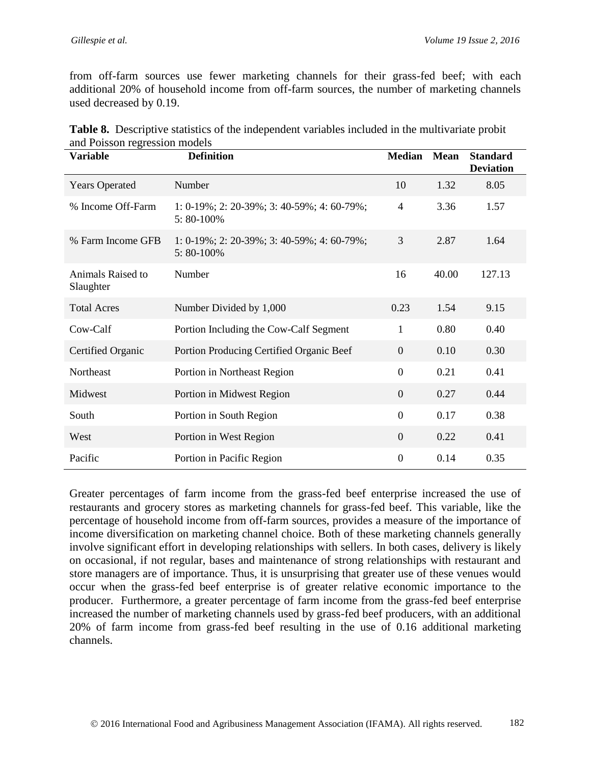from off-farm sources use fewer marketing channels for their grass-fed beef; with each additional 20% of household income from off-farm sources, the number of marketing channels used decreased by 0.19.

**Table 8.** Descriptive statistics of the independent variables included in the multivariate probit and Poisson regression models

| Variable | Definition | Median | Mean | Standard Deviation |
|---|---|---|---|---|
| Years Operated | Number | 10 | 1.32 | 8.05 |
| % Income Off-Farm | 1: 0-19%; 2: 20-39%; 3: 40-59%; 4: 60-79%; 5: 80-100% | 4 | 3.36 | 1.57 |
| % Farm Income GFB | 1: 0-19%; 2: 20-39%; 3: 40-59%; 4: 60-79%; 5: 80-100% | 3 | 2.87 | 1.64 |
| Animals Raised to Slaughter | Number | 16 | 40.00 | 127.13 |
| Total Acres | Number Divided by 1,000 | 0.23 | 1.54 | 9.15 |
| Cow-Calf | Portion Including the Cow-Calf Segment | 1 | 0.80 | 0.40 |
| Certified Organic | Portion Producing Certified Organic Beef | 0 | 0.10 | 0.30 |
| Northeast | Portion in Northeast Region | 0 | 0.21 | 0.41 |
| Midwest | Portion in Midwest Region | 0 | 0.27 | 0.44 |
| South | Portion in South Region | 0 | 0.17 | 0.38 |
| West | Portion in West Region | 0 | 0.22 | 0.41 |
| Pacific | Portion in Pacific Region | 0 | 0.14 | 0.35 |

Greater percentages of farm income from the grass-fed beef enterprise increased the use of restaurants and grocery stores as marketing channels for grass-fed beef. This variable, like the percentage of household income from off-farm sources, provides a measure of the importance of income diversification on marketing channel choice. Both of these marketing channels generally involve significant effort in developing relationships with sellers. In both cases, delivery is likely on occasional, if not regular, bases and maintenance of strong relationships with restaurant and store managers are of importance. Thus, it is unsurprising that greater use of these venues would occur when the grass-fed beef enterprise is of greater relative economic importance to the producer. Furthermore, a greater percentage of farm income from the grass-fed beef enterprise increased the number of marketing channels used by grass-fed beef producers, with an additional 20% of farm income from grass-fed beef resulting in the use of 0.16 additional marketing channels.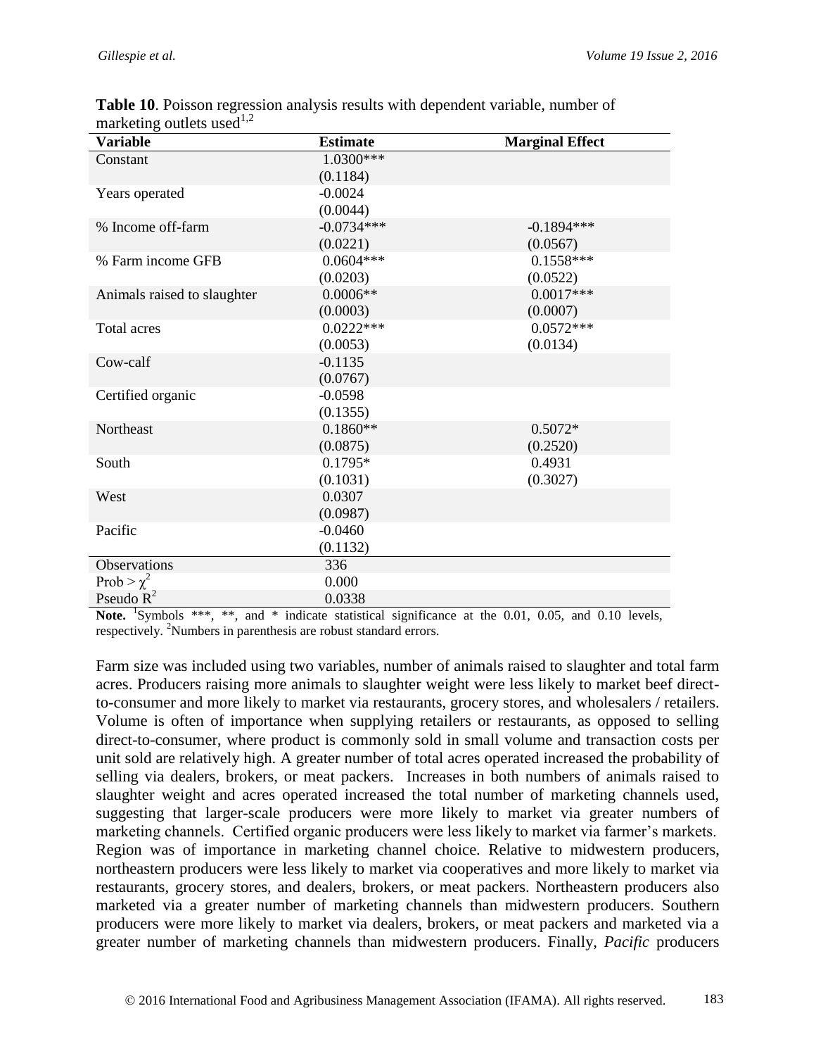**Table 10**. Poisson regression analysis results with dependent variable, number of marketing outlets used[1,2]

| Variable | Estimate | Marginal Effect |
|---|---|---|
| Constant | 1.0300*** (0.1184) | |
| Years operated | -0.0024 (0.0044) | |
| % Income off-farm | -0.0734*** (0.0221) | -0.1894*** (0.0567) |
| % Farm income GFB | 0.0604*** (0.0203) | 0.1558*** (0.0522) |
| Animals raised to slaughter | 0.0006** (0.0003) | 0.0017*** (0.0007) |
| Total acres | 0.0222*** (0.0053) | 0.0572*** (0.0134) |
| Cow-calf | -0.1135 (0.0767) | |
| Certified organic | -0.0598 (0.1355) | |
| Northeast | 0.1860** (0.0875) | 0.5072* (0.2520) |
| South | 0.1795* (0.1031) | 0.4931 (0.3027) |
| West | 0.0307 (0.0987) | |
| Pacific | -0.0460 (0.1132) | |
| Observations | 336 | |
| Prob > $\chi^2$ | 0.000 | |
| Pseudo $R^2$ | 0.0338 | |

**Note.** [1]Symbols ***, **, and * indicate statistical significance at the 0.01, 0.05, and 0.10 levels, respectively. [2]Numbers in parenthesis are robust standard errors.

Farm size was included using two variables, number of animals raised to slaughter and total farm acres. Producers raising more animals to slaughter weight were less likely to market beef direct-to-consumer and more likely to market via restaurants, grocery stores, and wholesalers / retailers. Volume is often of importance when supplying retailers or restaurants, as opposed to selling direct-to-consumer, where product is commonly sold in small volume and transaction costs per unit sold are relatively high. A greater number of total acres operated increased the probability of selling via dealers, brokers, or meat packers. Increases in both numbers of animals raised to slaughter weight and acres operated increased the total number of marketing channels used, suggesting that larger-scale producers were more likely to market via greater numbers of marketing channels. Certified organic producers were less likely to market via farmer's markets. Region was of importance in marketing channel choice. Relative to midwestern producers, northeastern producers were less likely to market via cooperatives and more likely to market via restaurants, grocery stores, and dealers, brokers, or meat packers. Northeastern producers also marketed via a greater number of marketing channels than midwestern producers. Southern producers were more likely to market via dealers, brokers, or meat packers and marketed via a greater number of marketing channels than midwestern producers. Finally, *Pacific* producers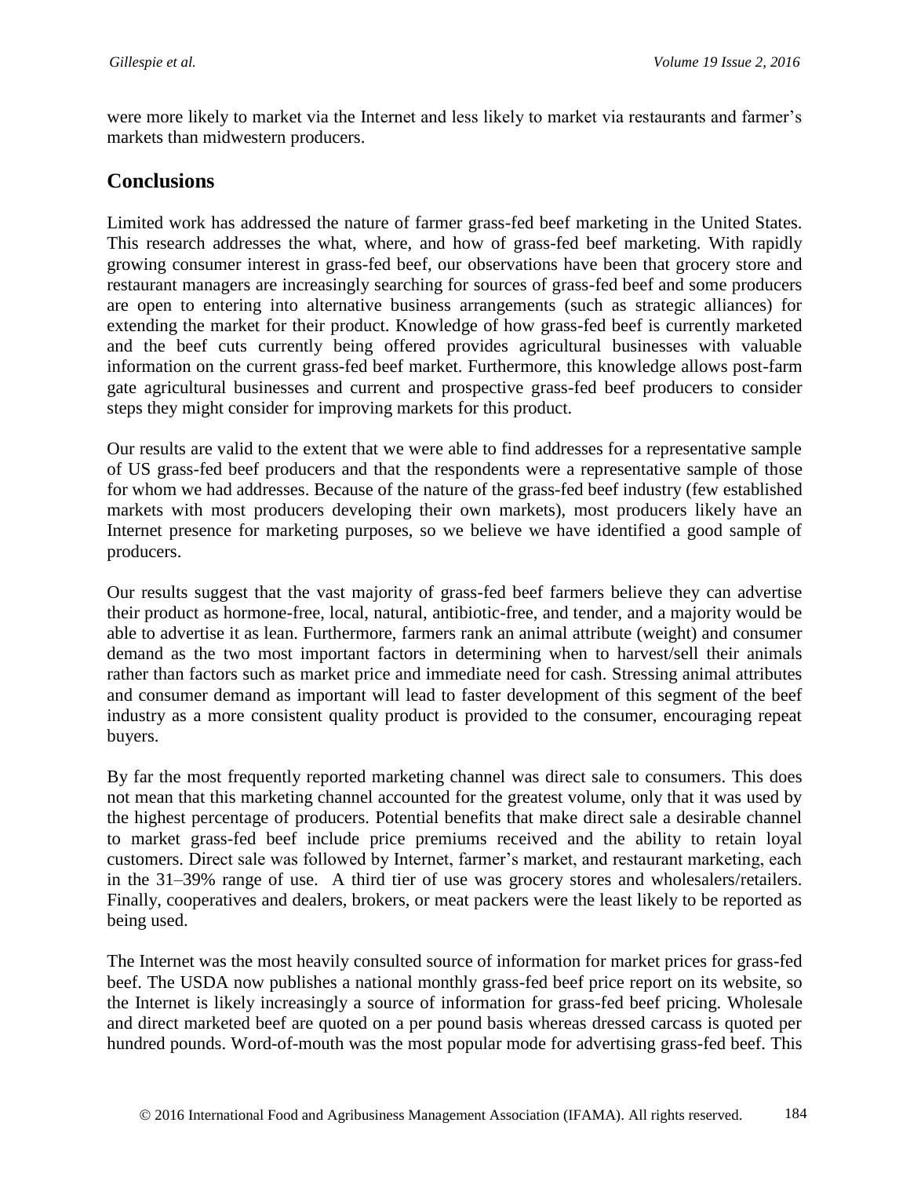were more likely to market via the Internet and less likely to market via restaurants and farmer's markets than midwestern producers.

## Conclusions

Limited work has addressed the nature of farmer grass-fed beef marketing in the United States. This research addresses the what, where, and how of grass-fed beef marketing. With rapidly growing consumer interest in grass-fed beef, our observations have been that grocery store and restaurant managers are increasingly searching for sources of grass-fed beef and some producers are open to entering into alternative business arrangements (such as strategic alliances) for extending the market for their product. Knowledge of how grass-fed beef is currently marketed and the beef cuts currently being offered provides agricultural businesses with valuable information on the current grass-fed beef market. Furthermore, this knowledge allows post-farm gate agricultural businesses and current and prospective grass-fed beef producers to consider steps they might consider for improving markets for this product.

Our results are valid to the extent that we were able to find addresses for a representative sample of US grass-fed beef producers and that the respondents were a representative sample of those for whom we had addresses. Because of the nature of the grass-fed beef industry (few established markets with most producers developing their own markets), most producers likely have an Internet presence for marketing purposes, so we believe we have identified a good sample of producers.

Our results suggest that the vast majority of grass-fed beef farmers believe they can advertise their product as hormone-free, local, natural, antibiotic-free, and tender, and a majority would be able to advertise it as lean. Furthermore, farmers rank an animal attribute (weight) and consumer demand as the two most important factors in determining when to harvest/sell their animals rather than factors such as market price and immediate need for cash. Stressing animal attributes and consumer demand as important will lead to faster development of this segment of the beef industry as a more consistent quality product is provided to the consumer, encouraging repeat buyers.

By far the most frequently reported marketing channel was direct sale to consumers. This does not mean that this marketing channel accounted for the greatest volume, only that it was used by the highest percentage of producers. Potential benefits that make direct sale a desirable channel to market grass-fed beef include price premiums received and the ability to retain loyal customers. Direct sale was followed by Internet, farmer's market, and restaurant marketing, each in the 31–39% range of use. A third tier of use was grocery stores and wholesalers/retailers. Finally, cooperatives and dealers, brokers, or meat packers were the least likely to be reported as being used.

The Internet was the most heavily consulted source of information for market prices for grass-fed beef. The USDA now publishes a national monthly grass-fed beef price report on its website, so the Internet is likely increasingly a source of information for grass-fed beef pricing. Wholesale and direct marketed beef are quoted on a per pound basis whereas dressed carcass is quoted per hundred pounds. Word-of-mouth was the most popular mode for advertising grass-fed beef. This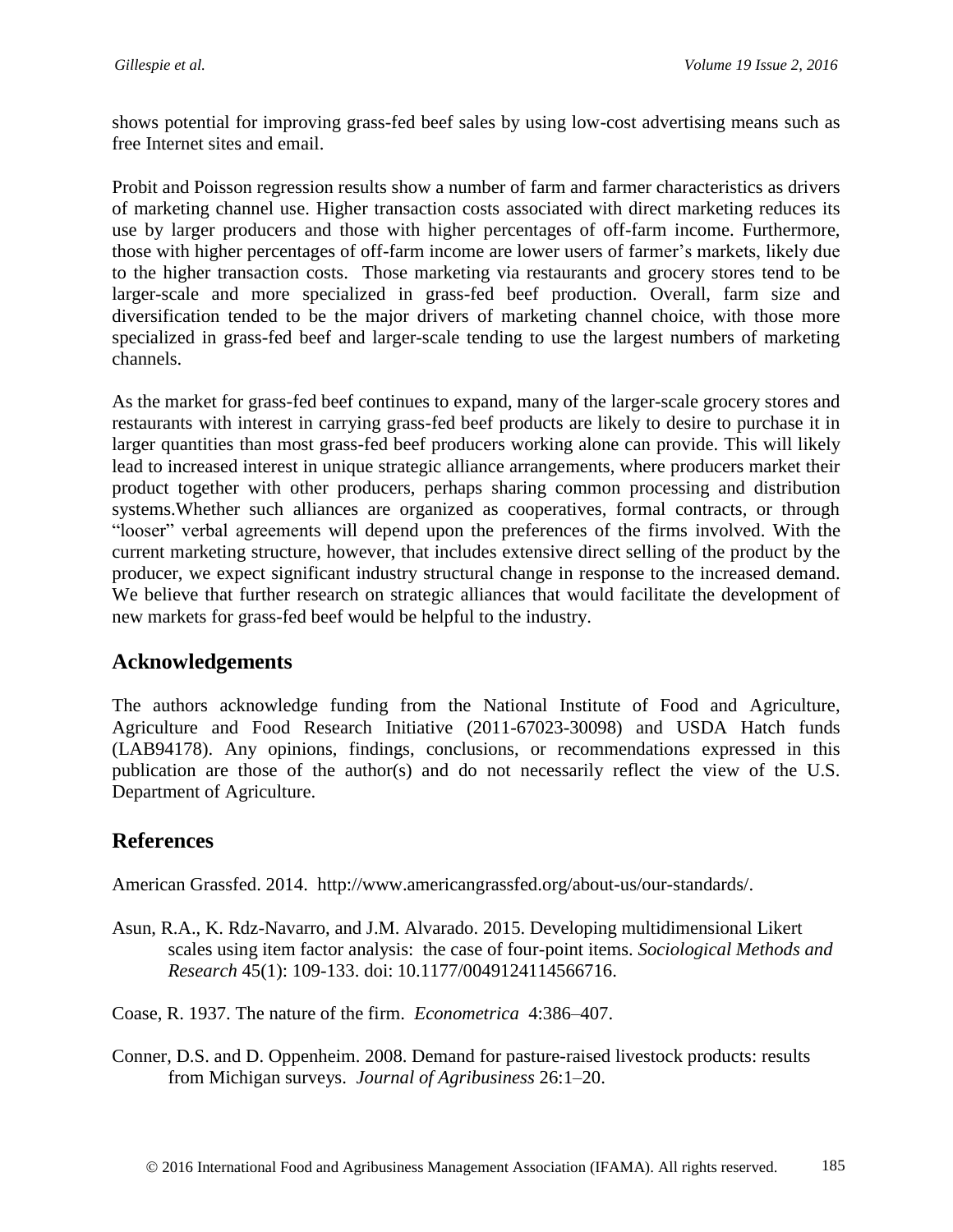shows potential for improving grass-fed beef sales by using low-cost advertising means such as free Internet sites and email.

Probit and Poisson regression results show a number of farm and farmer characteristics as drivers of marketing channel use. Higher transaction costs associated with direct marketing reduces its use by larger producers and those with higher percentages of off-farm income. Furthermore, those with higher percentages of off-farm income are lower users of farmer's markets, likely due to the higher transaction costs. Those marketing via restaurants and grocery stores tend to be larger-scale and more specialized in grass-fed beef production. Overall, farm size and diversification tended to be the major drivers of marketing channel choice, with those more specialized in grass-fed beef and larger-scale tending to use the largest numbers of marketing channels.

As the market for grass-fed beef continues to expand, many of the larger-scale grocery stores and restaurants with interest in carrying grass-fed beef products are likely to desire to purchase it in larger quantities than most grass-fed beef producers working alone can provide. This will likely lead to increased interest in unique strategic alliance arrangements, where producers market their product together with other producers, perhaps sharing common processing and distribution systems.Whether such alliances are organized as cooperatives, formal contracts, or through "looser" verbal agreements will depend upon the preferences of the firms involved. With the current marketing structure, however, that includes extensive direct selling of the product by the producer, we expect significant industry structural change in response to the increased demand. We believe that further research on strategic alliances that would facilitate the development of new markets for grass-fed beef would be helpful to the industry.

## Acknowledgements

The authors acknowledge funding from the National Institute of Food and Agriculture, Agriculture and Food Research Initiative (2011-67023-30098) and USDA Hatch funds (LAB94178). Any opinions, findings, conclusions, or recommendations expressed in this publication are those of the author(s) and do not necessarily reflect the view of the U.S. Department of Agriculture.

## References

American Grassfed. 2014. http://www.americangrassfed.org/about-us/our-standards/.

Asun, R.A., K. Rdz-Navarro, and J.M. Alvarado. 2015. Developing multidimensional Likert scales using item factor analysis: the case of four-point items. *Sociological Methods and Research* 45(1): 109-133. doi: 10.1177/0049124114566716.

Coase, R. 1937. The nature of the firm. *Econometrica* 4:386–407.

Conner, D.S. and D. Oppenheim. 2008. Demand for pasture-raised livestock products: results from Michigan surveys. *Journal of Agribusiness* 26:1–20.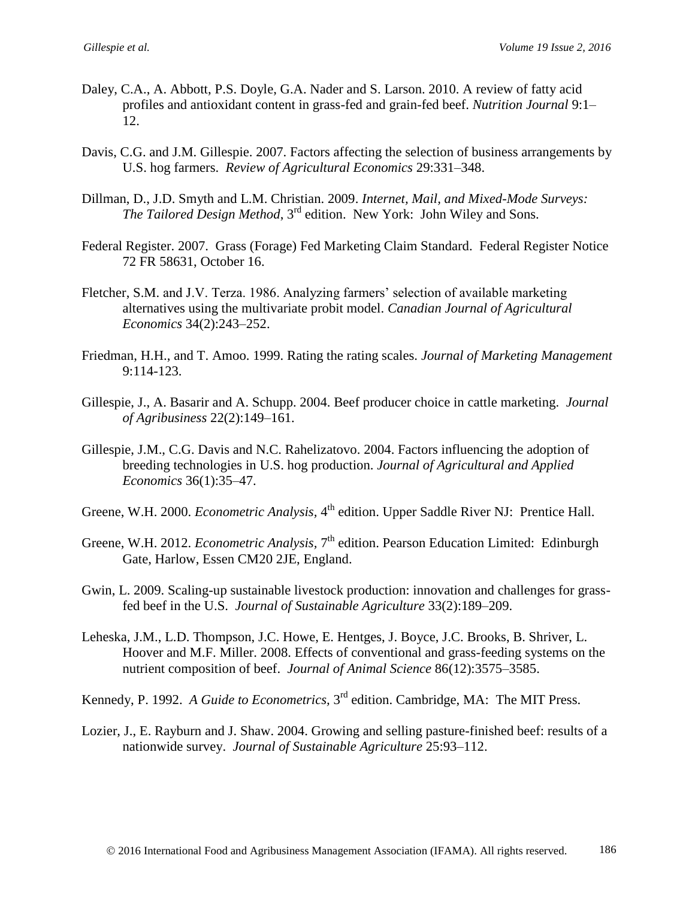Daley, C.A., A. Abbott, P.S. Doyle, G.A. Nader and S. Larson. 2010. A review of fatty acid profiles and antioxidant content in grass-fed and grain-fed beef. *Nutrition Journal* 9:1–12.

Davis, C.G. and J.M. Gillespie. 2007. Factors affecting the selection of business arrangements by U.S. hog farmers. *Review of Agricultural Economics* 29:331–348.

Dillman, D., J.D. Smyth and L.M. Christian. 2009. *Internet, Mail, and Mixed-Mode Surveys: The Tailored Design Method*, 3rd edition. New York: John Wiley and Sons.

Federal Register. 2007. Grass (Forage) Fed Marketing Claim Standard. Federal Register Notice 72 FR 58631, October 16.

Fletcher, S.M. and J.V. Terza. 1986. Analyzing farmers' selection of available marketing alternatives using the multivariate probit model. *Canadian Journal of Agricultural Economics* 34(2):243–252.

Friedman, H.H., and T. Amoo. 1999. Rating the rating scales. *Journal of Marketing Management* 9:114-123.

Gillespie, J., A. Basarir and A. Schupp. 2004. Beef producer choice in cattle marketing. *Journal of Agribusiness* 22(2):149–161.

Gillespie, J.M., C.G. Davis and N.C. Rahelizatovo. 2004. Factors influencing the adoption of breeding technologies in U.S. hog production. *Journal of Agricultural and Applied Economics* 36(1):35–47.

Greene, W.H. 2000. *Econometric Analysis*, 4th edition. Upper Saddle River NJ: Prentice Hall.

Greene, W.H. 2012. *Econometric Analysis,* 7th edition. Pearson Education Limited: Edinburgh Gate, Harlow, Essen CM20 2JE, England.

Gwin, L. 2009. Scaling-up sustainable livestock production: innovation and challenges for grass-fed beef in the U.S. *Journal of Sustainable Agriculture* 33(2):189–209.

Leheska, J.M., L.D. Thompson, J.C. Howe, E. Hentges, J. Boyce, J.C. Brooks, B. Shriver, L. Hoover and M.F. Miller. 2008. Effects of conventional and grass-feeding systems on the nutrient composition of beef. *Journal of Animal Science* 86(12):3575–3585.

Kennedy, P. 1992. *A Guide to Econometrics,* 3rd edition. Cambridge, MA: The MIT Press.

Lozier, J., E. Rayburn and J. Shaw. 2004. Growing and selling pasture-finished beef: results of a nationwide survey. *Journal of Sustainable Agriculture* 25:93–112.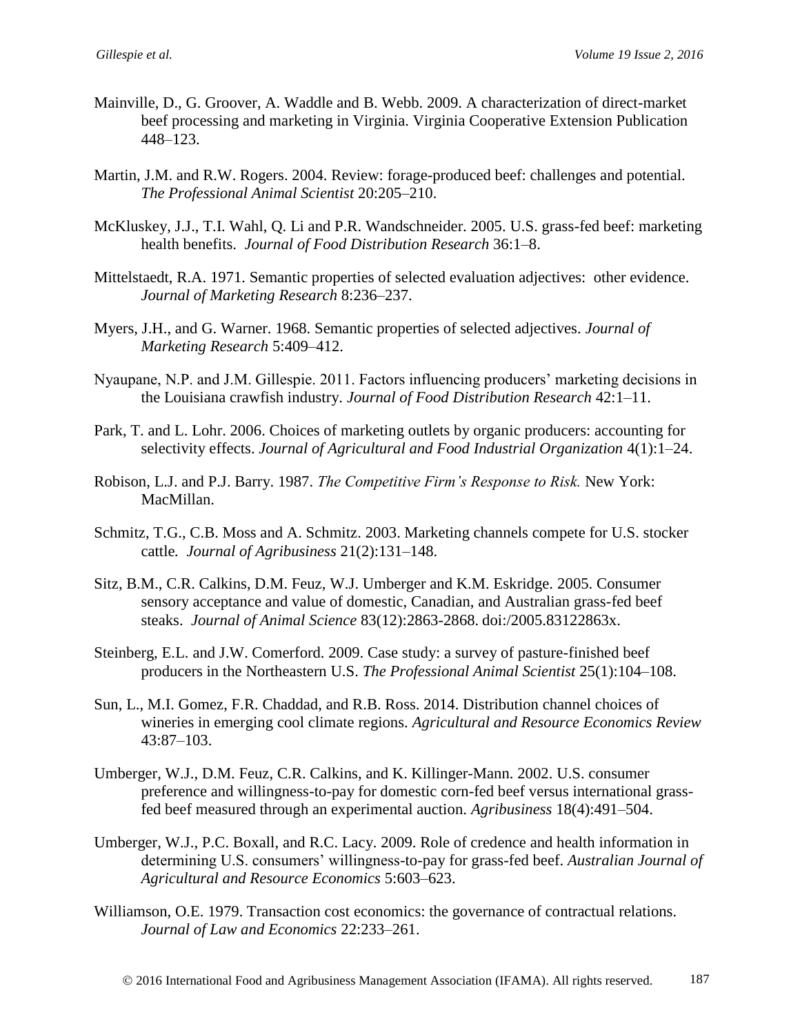Mainville, D., G. Groover, A. Waddle and B. Webb. 2009. A characterization of direct-market beef processing and marketing in Virginia. Virginia Cooperative Extension Publication 448–123.

Martin, J.M. and R.W. Rogers. 2004. Review: forage-produced beef: challenges and potential. *The Professional Animal Scientist* 20:205–210.

McKluskey, J.J., T.I. Wahl, Q. Li and P.R. Wandschneider. 2005. U.S. grass-fed beef: marketing health benefits. *Journal of Food Distribution Research* 36:1–8.

Mittelstaedt, R.A. 1971. Semantic properties of selected evaluation adjectives: other evidence. *Journal of Marketing Research* 8:236–237.

Myers, J.H., and G. Warner. 1968. Semantic properties of selected adjectives. *Journal of Marketing Research* 5:409–412.

Nyaupane, N.P. and J.M. Gillespie. 2011. Factors influencing producers' marketing decisions in the Louisiana crawfish industry. *Journal of Food Distribution Research* 42:1–11.

Park, T. and L. Lohr. 2006. Choices of marketing outlets by organic producers: accounting for selectivity effects. *Journal of Agricultural and Food Industrial Organization* 4(1):1–24.

Robison, L.J. and P.J. Barry. 1987. *The Competitive Firm's Response to Risk.* New York: MacMillan.

Schmitz, T.G., C.B. Moss and A. Schmitz. 2003. Marketing channels compete for U.S. stocker cattle. *Journal of Agribusiness* 21(2):131–148.

Sitz, B.M., C.R. Calkins, D.M. Feuz, W.J. Umberger and K.M. Eskridge. 2005. Consumer sensory acceptance and value of domestic, Canadian, and Australian grass-fed beef steaks. *Journal of Animal Science* 83(12):2863-2868. doi:/2005.83122863x.

Steinberg, E.L. and J.W. Comerford. 2009. Case study: a survey of pasture-finished beef producers in the Northeastern U.S. *The Professional Animal Scientist* 25(1):104–108.

Sun, L., M.I. Gomez, F.R. Chaddad, and R.B. Ross. 2014. Distribution channel choices of wineries in emerging cool climate regions. *Agricultural and Resource Economics Review* 43:87–103.

Umberger, W.J., D.M. Feuz, C.R. Calkins, and K. Killinger-Mann. 2002. U.S. consumer preference and willingness-to-pay for domestic corn-fed beef versus international grass-fed beef measured through an experimental auction. *Agribusiness* 18(4):491–504.

Umberger, W.J., P.C. Boxall, and R.C. Lacy. 2009. Role of credence and health information in determining U.S. consumers' willingness-to-pay for grass-fed beef. *Australian Journal of Agricultural and Resource Economics* 5:603–623.

Williamson, O.E. 1979. Transaction cost economics: the governance of contractual relations. *Journal of Law and Economics* 22:233–261.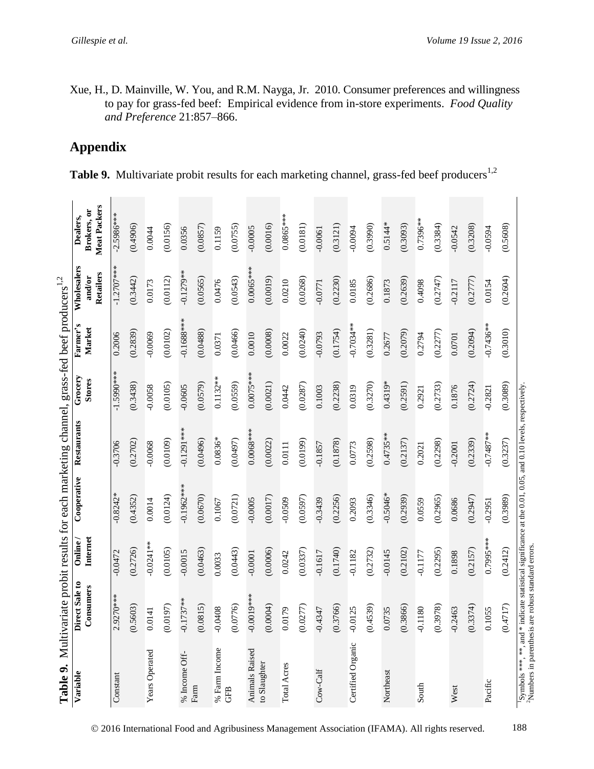Xue, H., D. Mainville, W. You, and R.M. Nayga, Jr. 2010. Consumer preferences and willingness to pay for grass-fed beef: Empirical evidence from in-store experiments. *Food Quality and Preference* 21:857–866.

## Appendix

**Table 9.** Multivariate probit results for each marketing channel, grass-fed beef producers[1,2]

| Variable | Direct Sale to Consumers | Online / Internet | Cooperative | Restaurants | Grocery Stores | Farmer's Market | Wholesalers and/or Retailers | Dealers, Brokers, or Meat Packers |
|---|---|---|---|---|---|---|---|---|
| Constant | 2.9270*** | -0.0472 | -0.8242* | -0.3706 | -1.5990*** | 0.2006 | -1.2707*** | -2.5986*** |
| | (0.5603) | (0.2726) | (0.4352) | (0.2702) | (0.3438) | (0.2839) | (0.3442) | (0.4906) |
| Years Operated | 0.0141 | -0.0241** | 0.0014 | -0.0068 | -0.0058 | -0.0069 | 0.0173 | 0.0044 |
| | (0.0197) | (0.0105) | (0.0124) | (0.0109) | (0.0105) | (0.0102) | (0.0112) | (0.0156) |
| % Income Off-Farm | -0.1737** | -0.0015 | -0.1962*** | -0.1291*** | -0.0605 | -0.1688*** | -0.1279** | 0.0356 |
| | (0.0815) | (0.0463) | (0.0670) | (0.0496) | (0.0579) | (0.0488) | (0.0565) | (0.0857) |
| % Farm Income GFB | -0.0408 | 0.0033 | 0.1067 | 0.0836* | 0.1132** | 0.0371 | 0.0476 | 0.1159 |
| | (0.0776) | (0.0443) | (0.0721) | (0.0497) | (0.0559) | (0.0466) | (0.0543) | (0.0755) |
| Animals Raised to Slaughter | -0.0019*** | -0.0001 | -0.0005 | 0.0068*** | 0.0075*** | 0.0010 | 0.0065*** | -0.0005 |
| | (0.0004) | (0.0006) | (0.0017) | (0.0022) | (0.0021) | (0.0008) | (0.0019) | (0.0016) |
| Total Acres | 0.0179 | 0.0242 | -0.0509 | 0.0111 | 0.0442 | 0.0022 | 0.0210 | 0.0865*** |
| | (0.0277) | (0.0337) | (0.0597) | (0.0199) | (0.0287) | (0.0240) | (0.0268) | (0.0181) |
| Cow-Calf | -0.4347 | -0.1617 | -0.3439 | -0.1857 | 0.1003 | -0.0793 | -0.0771 | -0.0061 |
| | (0.3766) | (0.1740) | (0.2256) | (0.1878) | (0.2238) | (0.1754) | (0.2230) | (0.3121) |
| Certified Organic | -0.0125 | -0.1182 | 0.2093 | 0.0773 | 0.0319 | -0.7034** | 0.0185 | -0.0094 |
| | (0.4539) | (0.2732) | (0.3346) | (0.2598) | (0.3270) | (0.3281) | (0.2686) | (0.3990) |
| Northeast | 0.0735 | -0.0145 | -0.5046* | 0.4735** | 0.4319* | 0.2677 | 0.1873 | 0.5144* |
| | (0.3866) | (0.2102) | (0.2939) | (0.2137) | (0.2591) | (0.2079) | (0.2639) | (0.3093) |
| South | -0.1180 | -0.1177 | 0.0559 | 0.2021 | 0.2921 | 0.2794 | 0.4098 | 0.7396** |
| | (0.3978) | (0.2295) | (0.2965) | (0.2298) | (0.2733) | (0.2277) | (0.2747) | (0.3384) |
| West | -0.2463 | 0.1898 | 0.0686 | -0.2001 | 0.1876 | 0.0701 | -0.2117 | -0.0542 |
| | (0.3374) | (0.2157) | (0.2947) | (0.2339) | (0.2724) | (0.2094) | (0.2777) | (0.3208) |
| Pacific | 0.1055 | 0.7995*** | -0.2951 | -0.7487** | -0.2821 | -0.7436** | 0.0154 | -0.0594 |
| | (0.4717) | (0.2412) | (0.3989) | (0.3237) | (0.3089) | (0.3010) | (0.2604) | (0.5608) |

[1]Symbols ***, **, and * indicate statistical significance at the 0.01, 0.05, and 0.10 levels, respectively.
[2]Numbers in parenthesis are robust standard errors.